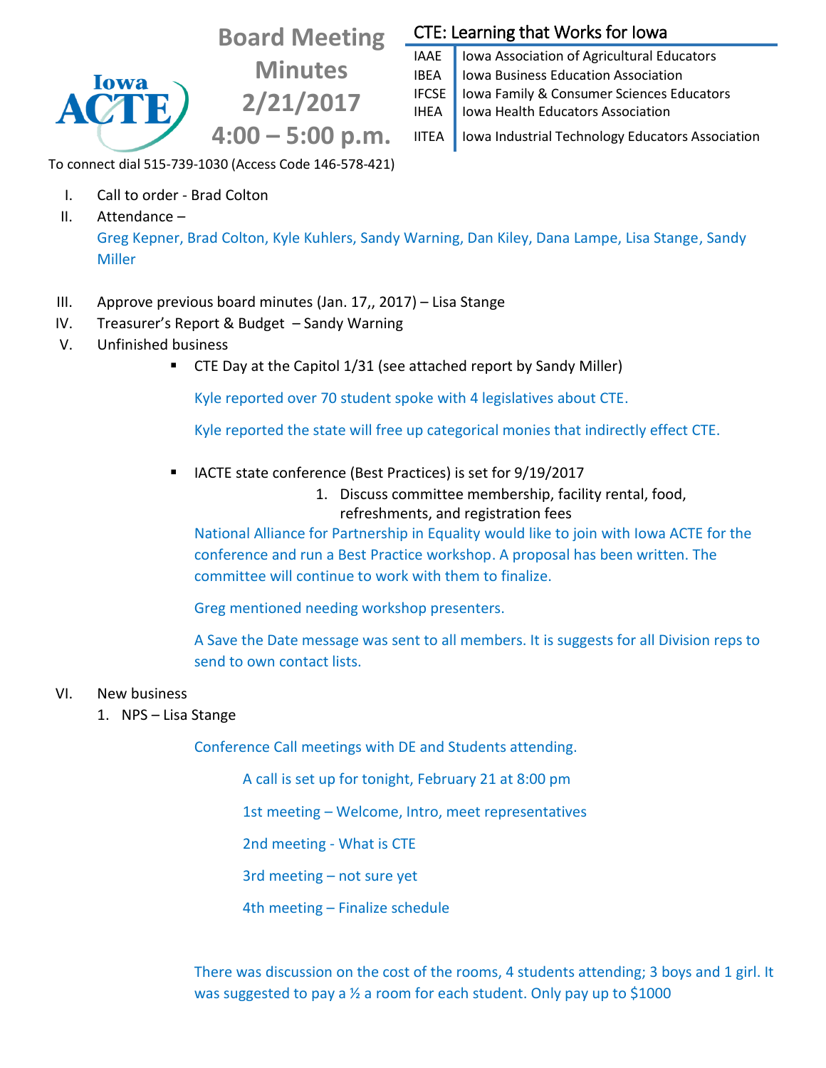# Board Meeting Minutes 2/21/2017 4:00 – 5:00 p.m.

Iowa ACTE

## CTE: Learning that Works for Iowa

| | |
|---|---|
| IAAE | Iowa Association of Agricultural Educators |
| IBEA | Iowa Business Education Association |
| IFCSE | Iowa Family & Consumer Sciences Educators |
| IHEA | Iowa Health Educators Association |
| IITEA | Iowa Industrial Technology Educators Association |

To connect dial 515-739-1030 (Access Code 146-578-421)

I. Call to order - Brad Colton

II. Attendance –
Greg Kepner, Brad Colton, Kyle Kuhlers, Sandy Warning, Dan Kiley, Dana Lampe, Lisa Stange, Sandy Miller

III. Approve previous board minutes (Jan. 17,, 2017) – Lisa Stange

IV. Treasurer's Report & Budget – Sandy Warning

V. Unfinished business

- CTE Day at the Capitol 1/31 (see attached report by Sandy Miller)

  Kyle reported over 70 student spoke with 4 legislatives about CTE.

  Kyle reported the state will free up categorical monies that indirectly effect CTE.

- IACTE state conference (Best Practices) is set for 9/19/2017

  1. Discuss committee membership, facility rental, food, refreshments, and registration fees

  National Alliance for Partnership in Equality would like to join with Iowa ACTE for the conference and run a Best Practice workshop. A proposal has been written. The committee will continue to work with them to finalize.

  Greg mentioned needing workshop presenters.

  A Save the Date message was sent to all members. It is suggests for all Division reps to send to own contact lists.

VI. New business

1. NPS – Lisa Stange

   Conference Call meetings with DE and Students attending.

   A call is set up for tonight, February 21 at 8:00 pm

   1st meeting – Welcome, Intro, meet representatives

   2nd meeting - What is CTE

   3rd meeting – not sure yet

   4th meeting – Finalize schedule

   There was discussion on the cost of the rooms, 4 students attending; 3 boys and 1 girl. It was suggested to pay a ½ a room for each student. Only pay up to $1000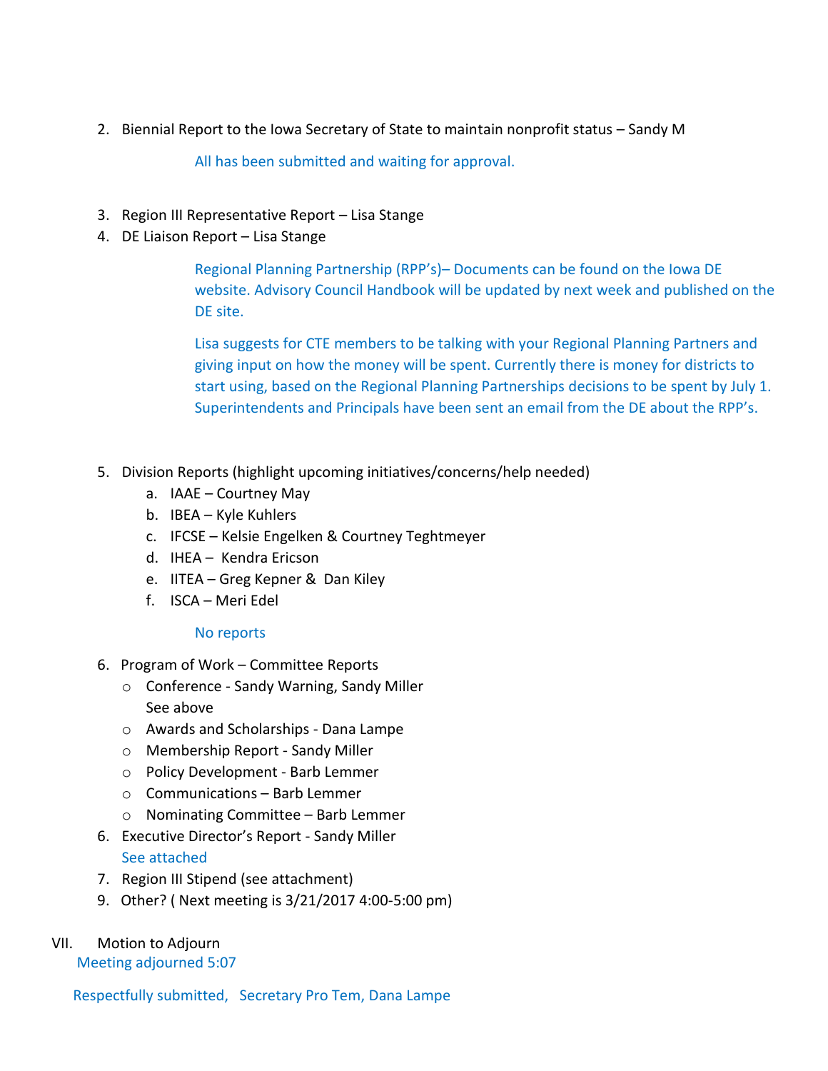2. Biennial Report to the Iowa Secretary of State to maintain nonprofit status – Sandy M

   All has been submitted and waiting for approval.

3. Region III Representative Report – Lisa Stange
4. DE Liaison Report – Lisa Stange

   Regional Planning Partnership (RPP's)– Documents can be found on the Iowa DE website. Advisory Council Handbook will be updated by next week and published on the DE site.

   Lisa suggests for CTE members to be talking with your Regional Planning Partners and giving input on how the money will be spent. Currently there is money for districts to start using, based on the Regional Planning Partnerships decisions to be spent by July 1. Superintendents and Principals have been sent an email from the DE about the RPP's.

5. Division Reports (highlight upcoming initiatives/concerns/help needed)
   a. IAAE – Courtney May
   b. IBEA – Kyle Kuhlers
   c. IFCSE – Kelsie Engelken & Courtney Teghtmeyer
   d. IHEA – Kendra Ericson
   e. IITEA – Greg Kepner & Dan Kiley
   f. ISCA – Meri Edel

   No reports

6. Program of Work – Committee Reports
   - Conference - Sandy Warning, Sandy Miller
     See above
   - Awards and Scholarships - Dana Lampe
   - Membership Report - Sandy Miller
   - Policy Development - Barb Lemmer
   - Communications – Barb Lemmer
   - Nominating Committee – Barb Lemmer

6. Executive Director's Report - Sandy Miller
   See attached
7. Region III Stipend (see attachment)
9. Other? ( Next meeting is 3/21/2017 4:00-5:00 pm)

VII. Motion to Adjourn
   Meeting adjourned 5:07

Respectfully submitted, Secretary Pro Tem, Dana Lampe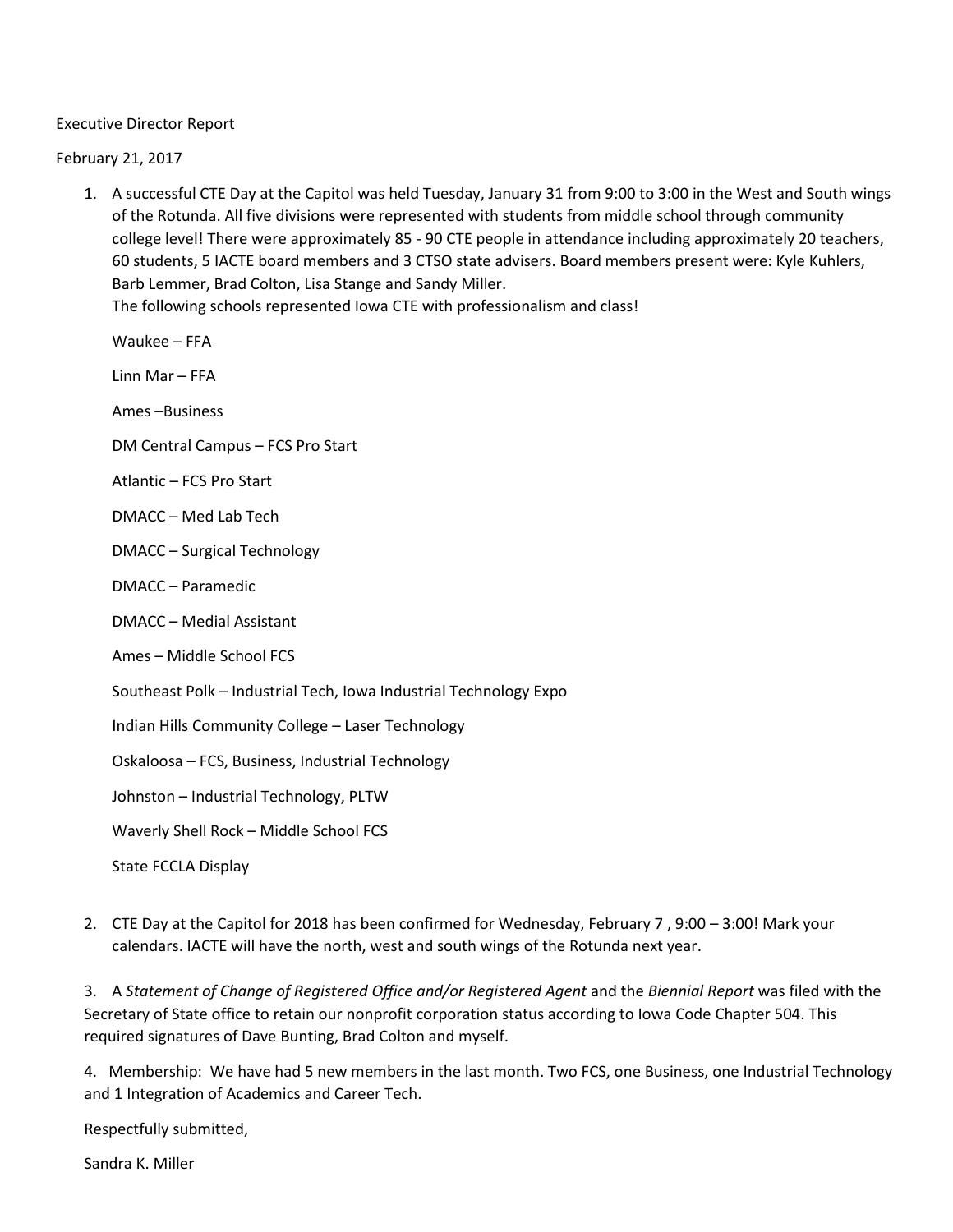Executive Director Report

February 21, 2017

1. A successful CTE Day at the Capitol was held Tuesday, January 31 from 9:00 to 3:00 in the West and South wings of the Rotunda. All five divisions were represented with students from middle school through community college level! There were approximately 85 - 90 CTE people in attendance including approximately 20 teachers, 60 students, 5 IACTE board members and 3 CTSO state advisers. Board members present were: Kyle Kuhlers, Barb Lemmer, Brad Colton, Lisa Stange and Sandy Miller.
   The following schools represented Iowa CTE with professionalism and class!

   Waukee – FFA

   Linn Mar – FFA

   Ames –Business

   DM Central Campus – FCS Pro Start

   Atlantic – FCS Pro Start

   DMACC – Med Lab Tech

   DMACC – Surgical Technology

   DMACC – Paramedic

   DMACC – Medial Assistant

   Ames – Middle School FCS

   Southeast Polk – Industrial Tech, Iowa Industrial Technology Expo

   Indian Hills Community College – Laser Technology

   Oskaloosa – FCS, Business, Industrial Technology

   Johnston – Industrial Technology, PLTW

   Waverly Shell Rock – Middle School FCS

   State FCCLA Display

2. CTE Day at the Capitol for 2018 has been confirmed for Wednesday, February 7 , 9:00 – 3:00! Mark your calendars. IACTE will have the north, west and south wings of the Rotunda next year.

3. A *Statement of Change of Registered Office and/or Registered Agent* and the *Biennial Report* was filed with the Secretary of State office to retain our nonprofit corporation status according to Iowa Code Chapter 504. This required signatures of Dave Bunting, Brad Colton and myself.

4. Membership: We have had 5 new members in the last month. Two FCS, one Business, one Industrial Technology and 1 Integration of Academics and Career Tech.

Respectfully submitted,

Sandra K. Miller